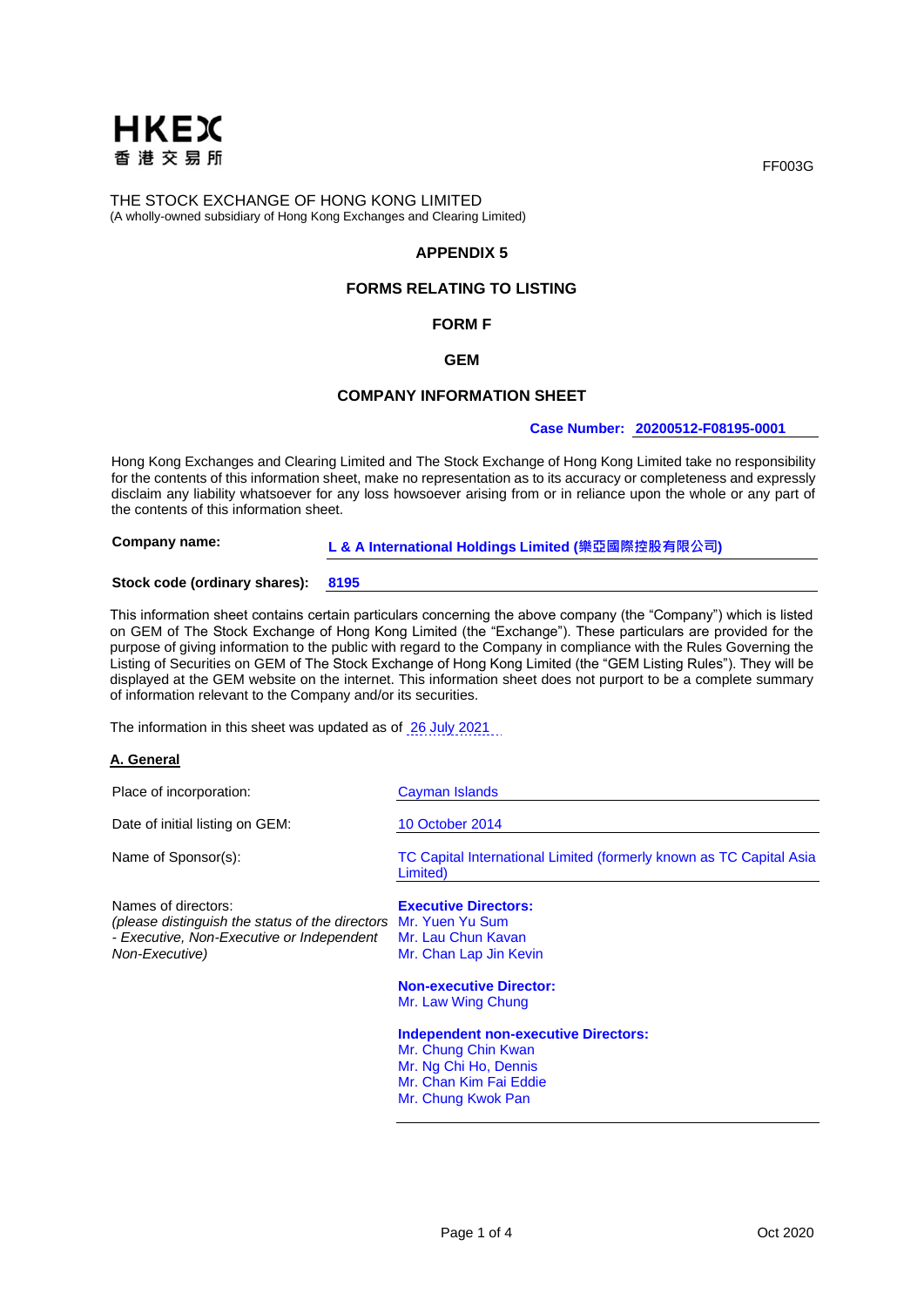HKEX
香港交易所

FF003G

THE STOCK EXCHANGE OF HONG KONG LIMITED
(A wholly-owned subsidiary of Hong Kong Exchanges and Clearing Limited)

**APPENDIX 5**

**FORMS RELATING TO LISTING**

**FORM F**

**GEM**

**COMPANY INFORMATION SHEET**

**Case Number: 20200512-F08195-0001**

Hong Kong Exchanges and Clearing Limited and The Stock Exchange of Hong Kong Limited take no responsibility for the contents of this information sheet, make no representation as to its accuracy or completeness and expressly disclaim any liability whatsoever for any loss howsoever arising from or in reliance upon the whole or any part of the contents of this information sheet.

**Company name:** **L & A International Holdings Limited (樂亞國際控股有限公司)**

**Stock code (ordinary shares):** **8195**

This information sheet contains certain particulars concerning the above company (the "Company") which is listed on GEM of The Stock Exchange of Hong Kong Limited (the "Exchange"). These particulars are provided for the purpose of giving information to the public with regard to the Company in compliance with the Rules Governing the Listing of Securities on GEM of The Stock Exchange of Hong Kong Limited (the "GEM Listing Rules"). They will be displayed at the GEM website on the internet. This information sheet does not purport to be a complete summary of information relevant to the Company and/or its securities.

The information in this sheet was updated as of 26 July 2021

**A. General**

Place of incorporation: Cayman Islands

Date of initial listing on GEM: 10 October 2014

Name of Sponsor(s): TC Capital International Limited (formerly known as TC Capital Asia Limited)

Names of directors:
*(please distinguish the status of the directors - Executive, Non-Executive or Independent Non-Executive)*

**Executive Directors:**
Mr. Yuen Yu Sum
Mr. Lau Chun Kavan
Mr. Chan Lap Jin Kevin

**Non-executive Director:**
Mr. Law Wing Chung

**Independent non-executive Directors:**
Mr. Chung Chin Kwan
Mr. Ng Chi Ho, Dennis
Mr. Chan Kim Fai Eddie
Mr. Chung Kwok Pan

Oct 2020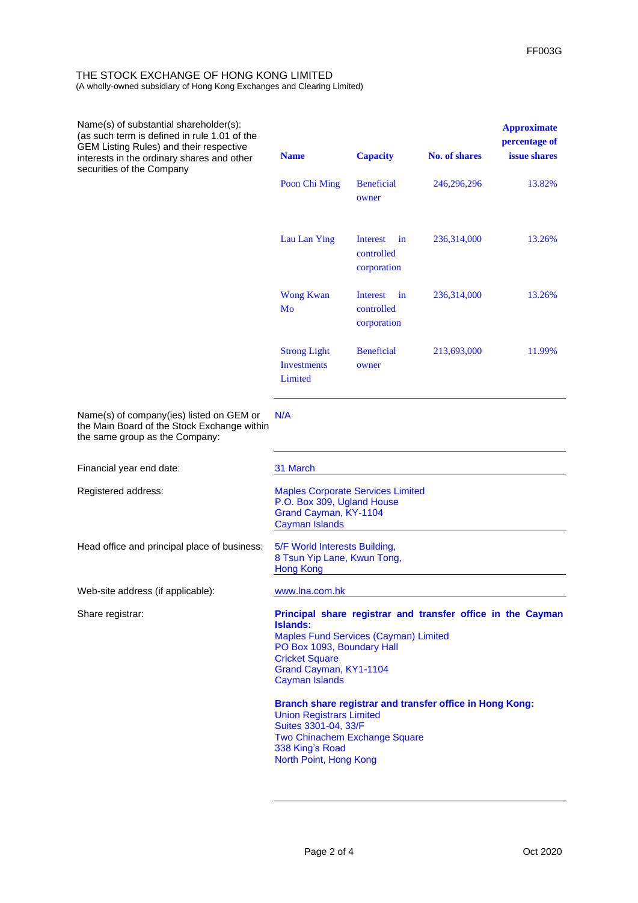THE STOCK EXCHANGE OF HONG KONG LIMITED
(A wholly-owned subsidiary of Hong Kong Exchanges and Clearing Limited)

Name(s) of substantial shareholder(s):
(as such term is defined in rule 1.01 of the GEM Listing Rules) and their respective interests in the ordinary shares and other securities of the Company

| Name | Capacity | No. of shares | Approximate percentage of issue shares |
|---|---|---|---|
| Poon Chi Ming | Beneficial owner | 246,296,296 | 13.82% |
| Lau Lan Ying | Interest in controlled corporation | 236,314,000 | 13.26% |
| Wong Kwan Mo | Interest in controlled corporation | 236,314,000 | 13.26% |
| Strong Light Investments Limited | Beneficial owner | 213,693,000 | 11.99% |

Name(s) of company(ies) listed on GEM or the Main Board of the Stock Exchange within the same group as the Company: N/A

Financial year end date: 31 March

Registered address:
Maples Corporate Services Limited
P.O. Box 309, Ugland House
Grand Cayman, KY-1104
Cayman Islands

Head office and principal place of business:
5/F World Interests Building,
8 Tsun Yip Lane, Kwun Tong,
Hong Kong

Web-site address (if applicable): www.lna.com.hk

Share registrar:

**Principal share registrar and transfer office in the Cayman Islands:**
Maples Fund Services (Cayman) Limited
PO Box 1093, Boundary Hall
Cricket Square
Grand Cayman, KY1-1104
Cayman Islands

**Branch share registrar and transfer office in Hong Kong:**
Union Registrars Limited
Suites 3301-04, 33/F
Two Chinachem Exchange Square
338 King's Road
North Point, Hong Kong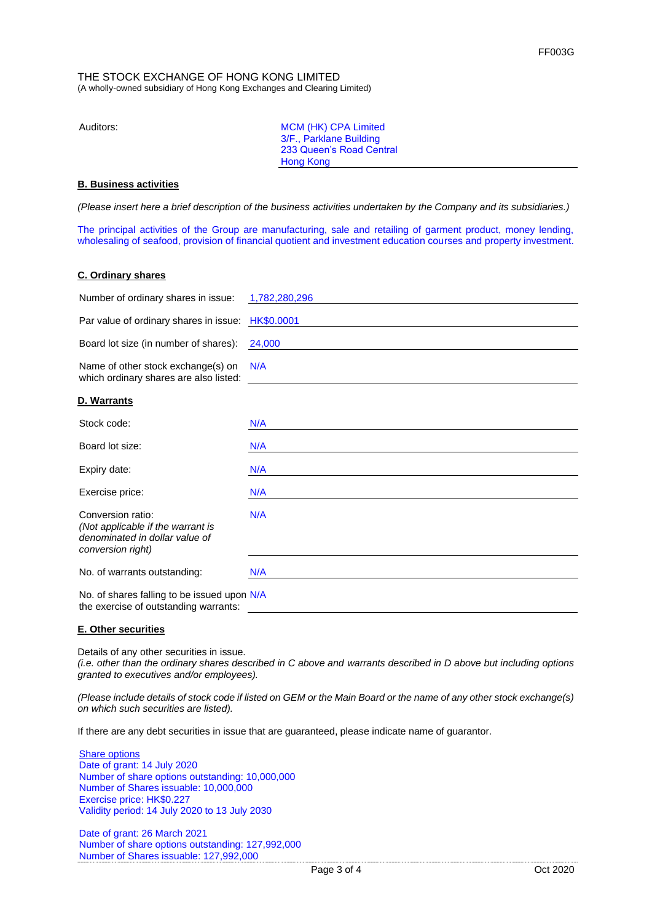THE STOCK EXCHANGE OF HONG KONG LIMITED
(A wholly-owned subsidiary of Hong Kong Exchanges and Clearing Limited)

| | |
|---|---|
| Auditors: | MCM (HK) CPA Limited<br>3/F., Parklane Building<br>233 Queen's Road Central<br>Hong Kong |

**B. Business activities**

*(Please insert here a brief description of the business activities undertaken by the Company and its subsidiaries.)*

The principal activities of the Group are manufacturing, sale and retailing of garment product, money lending, wholesaling of seafood, provision of financial quotient and investment education courses and property investment.

**C. Ordinary shares**

| | |
|---|---|
| Number of ordinary shares in issue: | 1,782,280,296 |
| Par value of ordinary shares in issue: | HK$0.0001 |
| Board lot size (in number of shares): | 24,000 |
| Name of other stock exchange(s) on which ordinary shares are also listed: | N/A |

**D. Warrants**

| | |
|---|---|
| Stock code: | N/A |
| Board lot size: | N/A |
| Expiry date: | N/A |
| Exercise price: | N/A |
| Conversion ratio:<br>*(Not applicable if the warrant is denominated in dollar value of conversion right)* | N/A |
| No. of warrants outstanding: | N/A |
| No. of shares falling to be issued upon the exercise of outstanding warrants: | N/A |

**E. Other securities**

Details of any other securities in issue.
*(i.e. other than the ordinary shares described in C above and warrants described in D above but including options granted to executives and/or employees).*

*(Please include details of stock code if listed on GEM or the Main Board or the name of any other stock exchange(s) on which such securities are listed).*

If there are any debt securities in issue that are guaranteed, please indicate name of guarantor.

Share options
Date of grant: 14 July 2020
Number of share options outstanding: 10,000,000
Number of Shares issuable: 10,000,000
Exercise price: HK$0.227
Validity period: 14 July 2020 to 13 July 2030

Date of grant: 26 March 2021
Number of share options outstanding: 127,992,000
Number of Shares issuable: 127,992,000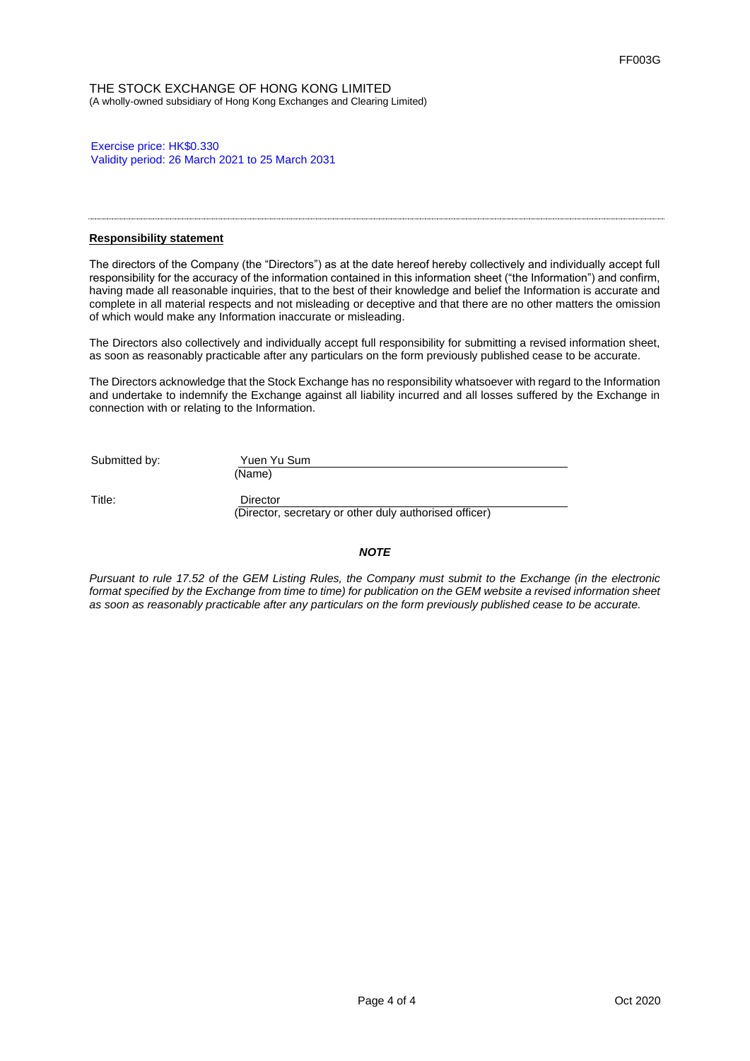THE STOCK EXCHANGE OF HONG KONG LIMITED
(A wholly-owned subsidiary of Hong Kong Exchanges and Clearing Limited)

Exercise price: HK$0.330
Validity period: 26 March 2021 to 25 March 2031

---

**Responsibility statement**

The directors of the Company (the "Directors") as at the date hereof hereby collectively and individually accept full responsibility for the accuracy of the information contained in this information sheet ("the Information") and confirm, having made all reasonable inquiries, that to the best of their knowledge and belief the Information is accurate and complete in all material respects and not misleading or deceptive and that there are no other matters the omission of which would make any Information inaccurate or misleading.

The Directors also collectively and individually accept full responsibility for submitting a revised information sheet, as soon as reasonably practicable after any particulars on the form previously published cease to be accurate.

The Directors acknowledge that the Stock Exchange has no responsibility whatsoever with regard to the Information and undertake to indemnify the Exchange against all liability incurred and all losses suffered by the Exchange in connection with or relating to the Information.

Submitted by: Yuen Yu Sum
(Name)

Title: Director
(Director, secretary or other duly authorised officer)

***NOTE***

*Pursuant to rule 17.52 of the GEM Listing Rules, the Company must submit to the Exchange (in the electronic format specified by the Exchange from time to time) for publication on the GEM website a revised information sheet as soon as reasonably practicable after any particulars on the form previously published cease to be accurate.*